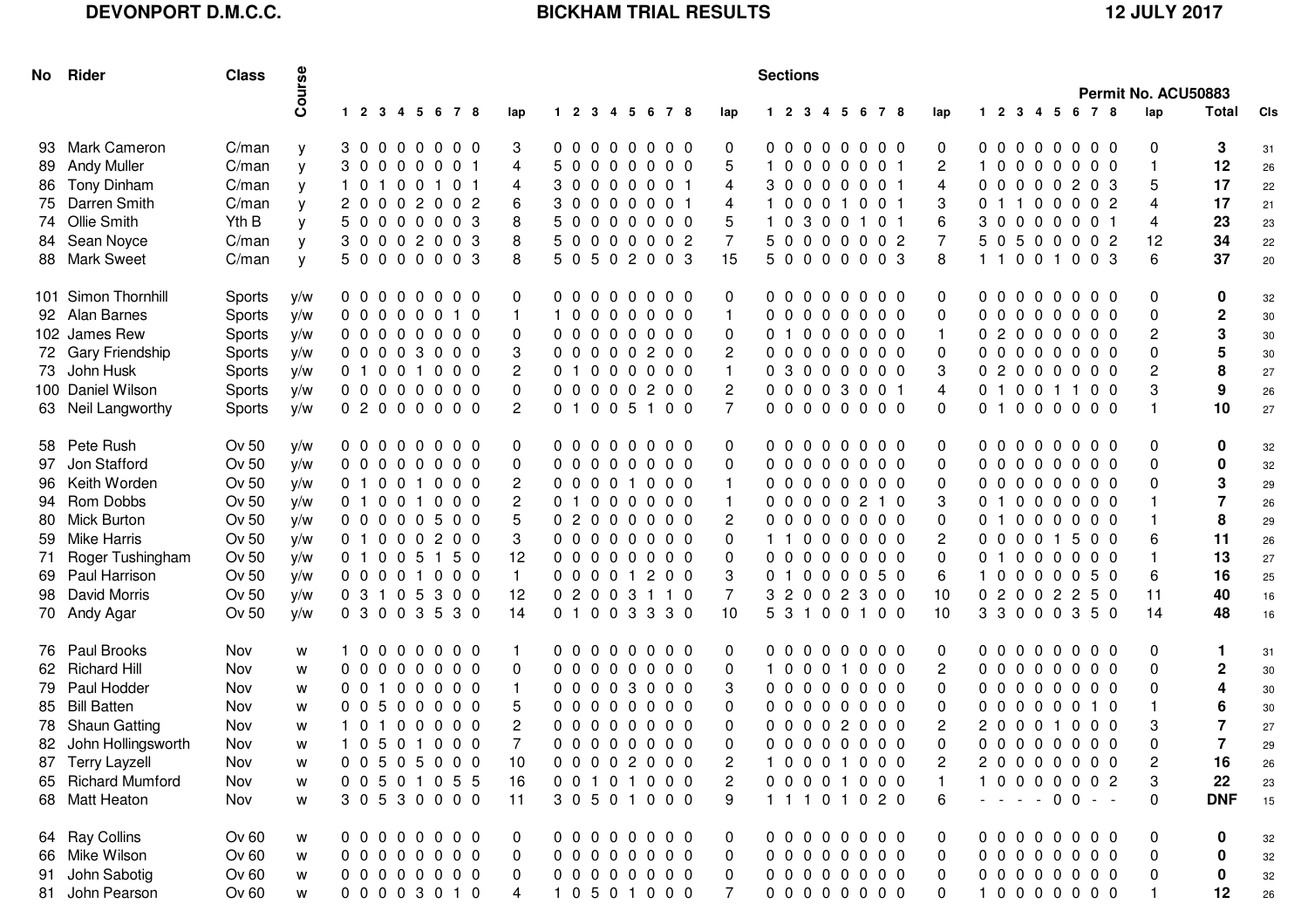**DEVONPORT D.M.C.C.** **BICKHAM TRIAL RESULTS** **12 JULY 2017**

Permit No. ACU50883

| No | Rider | Class | Course | 1 | 2 | 3 | 4 | 5 | 6 | 7 | 8 | lap | 1 | 2 | 3 | 4 | 5 | 6 | 7 | 8 | lap | 1 | 2 | 3 | 4 | 5 | 6 | 7 | 8 | lap | 1 | 2 | 3 | 4 | 5 | 6 | 7 | 8 | lap | Total | Cls |
|---|---|---|---|---|---|---|---|---|---|---|---|---|---|---|---|---|---|---|---|---|---|---|---|---|---|---|---|---|---|---|---|---|---|---|---|---|---|---|---|---|---|
| 93 | Mark Cameron | C/man | y | 3 | 0 | 0 | 0 | 0 | 0 | 0 | 0 | 3 | 0 | 0 | 0 | 0 | 0 | 0 | 0 | 0 | 0 | 0 | 0 | 0 | 0 | 0 | 0 | 0 | 0 | 0 | 0 | 0 | 0 | 0 | 0 | 0 | 0 | 0 | 0 | **3** | 31 |
| 89 | Andy Muller | C/man | y | 3 | 0 | 0 | 0 | 0 | 0 | 0 | 1 | 4 | 5 | 0 | 0 | 0 | 0 | 0 | 0 | 0 | 5 | 1 | 0 | 0 | 0 | 0 | 0 | 0 | 1 | 2 | 1 | 0 | 0 | 0 | 0 | 0 | 0 | 0 | 1 | **12** | 26 |
| 86 | Tony Dinham | C/man | y | 1 | 0 | 1 | 0 | 0 | 1 | 0 | 1 | 4 | 3 | 0 | 0 | 0 | 0 | 0 | 0 | 1 | 4 | 3 | 0 | 0 | 0 | 0 | 0 | 0 | 1 | 4 | 0 | 0 | 0 | 0 | 0 | 2 | 0 | 3 | 5 | **17** | 22 |
| 75 | Darren Smith | C/man | y | 2 | 0 | 0 | 0 | 2 | 0 | 0 | 2 | 6 | 3 | 0 | 0 | 0 | 0 | 0 | 0 | 1 | 4 | 1 | 0 | 0 | 0 | 1 | 0 | 0 | 1 | 3 | 0 | 1 | 1 | 0 | 0 | 0 | 0 | 2 | 4 | **17** | 21 |
| 74 | Ollie Smith | Yth B | y | 5 | 0 | 0 | 0 | 0 | 0 | 0 | 3 | 8 | 5 | 0 | 0 | 0 | 0 | 0 | 0 | 0 | 5 | 1 | 0 | 3 | 0 | 0 | 1 | 0 | 1 | 6 | 3 | 0 | 0 | 0 | 0 | 0 | 0 | 1 | 4 | **23** | 23 |
| 84 | Sean Noyce | C/man | y | 3 | 0 | 0 | 0 | 2 | 0 | 0 | 3 | 8 | 5 | 0 | 0 | 0 | 0 | 0 | 0 | 2 | 7 | 5 | 0 | 0 | 0 | 0 | 0 | 0 | 2 | 7 | 5 | 0 | 5 | 0 | 0 | 0 | 0 | 2 | 12 | **34** | 22 |
| 88 | Mark Sweet | C/man | y | 5 | 0 | 0 | 0 | 0 | 0 | 0 | 3 | 8 | 5 | 0 | 5 | 0 | 2 | 0 | 0 | 3 | 15 | 5 | 0 | 0 | 0 | 0 | 0 | 0 | 3 | 8 | 1 | 1 | 0 | 0 | 1 | 0 | 0 | 3 | 6 | **37** | 20 |
| 101 | Simon Thornhill | Sports | y/w | 0 | 0 | 0 | 0 | 0 | 0 | 0 | 0 | 0 | 0 | 0 | 0 | 0 | 0 | 0 | 0 | 0 | 0 | 0 | 0 | 0 | 0 | 0 | 0 | 0 | 0 | 0 | 0 | 0 | 0 | 0 | 0 | 0 | 0 | 0 | 0 | **0** | 32 |
| 92 | Alan Barnes | Sports | y/w | 0 | 0 | 0 | 0 | 0 | 0 | 1 | 0 | 1 | 1 | 0 | 0 | 0 | 0 | 0 | 0 | 0 | 1 | 0 | 0 | 0 | 0 | 0 | 0 | 0 | 0 | 0 | 0 | 0 | 0 | 0 | 0 | 0 | 0 | 0 | 0 | **2** | 30 |
| 102 | James Rew | Sports | y/w | 0 | 0 | 0 | 0 | 0 | 0 | 0 | 0 | 0 | 0 | 0 | 0 | 0 | 0 | 0 | 0 | 0 | 0 | 0 | 1 | 0 | 0 | 0 | 0 | 0 | 0 | 1 | 0 | 2 | 0 | 0 | 0 | 0 | 0 | 0 | 2 | **3** | 30 |
| 72 | Gary Friendship | Sports | y/w | 0 | 0 | 0 | 0 | 3 | 0 | 0 | 0 | 3 | 0 | 0 | 0 | 0 | 0 | 2 | 0 | 0 | 2 | 0 | 0 | 0 | 0 | 0 | 0 | 0 | 0 | 0 | 0 | 0 | 0 | 0 | 0 | 0 | 0 | 0 | 0 | **5** | 30 |
| 73 | John Husk | Sports | y/w | 0 | 1 | 0 | 0 | 1 | 0 | 0 | 0 | 2 | 0 | 1 | 0 | 0 | 0 | 0 | 0 | 0 | 1 | 0 | 3 | 0 | 0 | 0 | 0 | 0 | 0 | 3 | 0 | 2 | 0 | 0 | 0 | 0 | 0 | 0 | 2 | **8** | 27 |
| 100 | Daniel Wilson | Sports | y/w | 0 | 0 | 0 | 0 | 0 | 0 | 0 | 0 | 0 | 0 | 0 | 0 | 0 | 0 | 2 | 0 | 0 | 2 | 0 | 0 | 0 | 0 | 3 | 0 | 0 | 1 | 4 | 0 | 1 | 0 | 0 | 1 | 1 | 0 | 0 | 3 | **9** | 26 |
| 63 | Neil Langworthy | Sports | y/w | 0 | 2 | 0 | 0 | 0 | 0 | 0 | 0 | 2 | 0 | 1 | 0 | 0 | 5 | 1 | 0 | 0 | 7 | 0 | 0 | 0 | 0 | 0 | 0 | 0 | 0 | 0 | 0 | 1 | 0 | 0 | 0 | 0 | 0 | 0 | 1 | **10** | 27 |
| 58 | Pete Rush | Ov 50 | y/w | 0 | 0 | 0 | 0 | 0 | 0 | 0 | 0 | 0 | 0 | 0 | 0 | 0 | 0 | 0 | 0 | 0 | 0 | 0 | 0 | 0 | 0 | 0 | 0 | 0 | 0 | 0 | 0 | 0 | 0 | 0 | 0 | 0 | 0 | 0 | 0 | **0** | 32 |
| 97 | Jon Stafford | Ov 50 | y/w | 0 | 0 | 0 | 0 | 0 | 0 | 0 | 0 | 0 | 0 | 0 | 0 | 0 | 0 | 0 | 0 | 0 | 0 | 0 | 0 | 0 | 0 | 0 | 0 | 0 | 0 | 0 | 0 | 0 | 0 | 0 | 0 | 0 | 0 | 0 | 0 | **0** | 32 |
| 96 | Keith Worden | Ov 50 | y/w | 0 | 1 | 0 | 0 | 1 | 0 | 0 | 0 | 2 | 0 | 0 | 0 | 0 | 1 | 0 | 0 | 0 | 1 | 0 | 0 | 0 | 0 | 0 | 0 | 0 | 0 | 0 | 0 | 0 | 0 | 0 | 0 | 0 | 0 | 0 | 0 | **3** | 29 |
| 94 | Rom Dobbs | Ov 50 | y/w | 0 | 1 | 0 | 0 | 1 | 0 | 0 | 0 | 2 | 0 | 1 | 0 | 0 | 0 | 0 | 0 | 0 | 1 | 0 | 0 | 0 | 0 | 0 | 2 | 1 | 0 | 3 | 0 | 1 | 0 | 0 | 0 | 0 | 0 | 0 | 1 | **7** | 26 |
| 80 | Mick Burton | Ov 50 | y/w | 0 | 0 | 0 | 0 | 0 | 5 | 0 | 0 | 5 | 0 | 2 | 0 | 0 | 0 | 0 | 0 | 0 | 2 | 0 | 0 | 0 | 0 | 0 | 0 | 0 | 0 | 0 | 0 | 1 | 0 | 0 | 0 | 0 | 0 | 0 | 1 | **8** | 29 |
| 59 | Mike Harris | Ov 50 | y/w | 0 | 1 | 0 | 0 | 0 | 2 | 0 | 0 | 3 | 0 | 0 | 0 | 0 | 0 | 0 | 0 | 0 | 0 | 1 | 1 | 0 | 0 | 0 | 0 | 0 | 0 | 2 | 0 | 0 | 0 | 0 | 1 | 5 | 0 | 0 | 6 | **11** | 26 |
| 71 | Roger Tushingham | Ov 50 | y/w | 0 | 1 | 0 | 0 | 5 | 1 | 5 | 0 | 12 | 0 | 0 | 0 | 0 | 0 | 0 | 0 | 0 | 0 | 0 | 0 | 0 | 0 | 0 | 0 | 0 | 0 | 0 | 0 | 1 | 0 | 0 | 0 | 0 | 0 | 0 | 1 | **13** | 27 |
| 69 | Paul Harrison | Ov 50 | y/w | 0 | 0 | 0 | 0 | 1 | 0 | 0 | 0 | 1 | 0 | 0 | 0 | 0 | 1 | 2 | 0 | 0 | 3 | 0 | 1 | 0 | 0 | 0 | 0 | 5 | 0 | 6 | 1 | 0 | 0 | 0 | 0 | 0 | 5 | 0 | 6 | **16** | 25 |
| 98 | David Morris | Ov 50 | y/w | 0 | 3 | 1 | 0 | 5 | 3 | 0 | 0 | 12 | 0 | 2 | 0 | 0 | 3 | 1 | 1 | 0 | 7 | 3 | 2 | 0 | 0 | 2 | 3 | 0 | 0 | 10 | 0 | 2 | 0 | 0 | 2 | 2 | 5 | 0 | 11 | **40** | 16 |
| 70 | Andy Agar | Ov 50 | y/w | 0 | 3 | 0 | 0 | 3 | 5 | 3 | 0 | 14 | 0 | 1 | 0 | 0 | 3 | 3 | 3 | 0 | 10 | 5 | 3 | 1 | 0 | 0 | 1 | 0 | 0 | 10 | 3 | 3 | 0 | 0 | 0 | 3 | 5 | 0 | 14 | **48** | 16 |
| 76 | Paul Brooks | Nov | w | 1 | 0 | 0 | 0 | 0 | 0 | 0 | 0 | 1 | 0 | 0 | 0 | 0 | 0 | 0 | 0 | 0 | 0 | 0 | 0 | 0 | 0 | 0 | 0 | 0 | 0 | 0 | 0 | 0 | 0 | 0 | 0 | 0 | 0 | 0 | 0 | **1** | 31 |
| 62 | Richard Hill | Nov | w | 0 | 0 | 0 | 0 | 0 | 0 | 0 | 0 | 0 | 0 | 0 | 0 | 0 | 0 | 0 | 0 | 0 | 0 | 1 | 0 | 0 | 0 | 1 | 0 | 0 | 0 | 2 | 0 | 0 | 0 | 0 | 0 | 0 | 0 | 0 | 0 | **2** | 30 |
| 79 | Paul Hodder | Nov | w | 0 | 0 | 1 | 0 | 0 | 0 | 0 | 0 | 1 | 0 | 0 | 0 | 0 | 3 | 0 | 0 | 0 | 3 | 0 | 0 | 0 | 0 | 0 | 0 | 0 | 0 | 0 | 0 | 0 | 0 | 0 | 0 | 0 | 0 | 0 | 0 | **4** | 30 |
| 85 | Bill Batten | Nov | w | 0 | 0 | 5 | 0 | 0 | 0 | 0 | 0 | 5 | 0 | 0 | 0 | 0 | 0 | 0 | 0 | 0 | 0 | 0 | 0 | 0 | 0 | 0 | 0 | 0 | 0 | 0 | 0 | 0 | 0 | 0 | 0 | 0 | 1 | 0 | 1 | **6** | 30 |
| 78 | Shaun Gatting | Nov | w | 1 | 0 | 1 | 0 | 0 | 0 | 0 | 0 | 2 | 0 | 0 | 0 | 0 | 0 | 0 | 0 | 0 | 0 | 0 | 0 | 0 | 0 | 2 | 0 | 0 | 0 | 2 | 2 | 0 | 0 | 0 | 1 | 0 | 0 | 0 | 3 | **7** | 27 |
| 82 | John Hollingsworth | Nov | w | 1 | 0 | 5 | 0 | 1 | 0 | 0 | 0 | 7 | 0 | 0 | 0 | 0 | 0 | 0 | 0 | 0 | 0 | 0 | 0 | 0 | 0 | 0 | 0 | 0 | 0 | 0 | 0 | 0 | 0 | 0 | 0 | 0 | 0 | 0 | 0 | **7** | 29 |
| 87 | Terry Layzell | Nov | w | 0 | 0 | 5 | 0 | 5 | 0 | 0 | 0 | 10 | 0 | 0 | 0 | 0 | 2 | 0 | 0 | 0 | 2 | 1 | 0 | 0 | 0 | 1 | 0 | 0 | 0 | 2 | 2 | 0 | 0 | 0 | 0 | 0 | 0 | 0 | 2 | **16** | 26 |
| 65 | Richard Mumford | Nov | w | 0 | 0 | 5 | 0 | 1 | 0 | 5 | 5 | 16 | 0 | 0 | 1 | 0 | 1 | 0 | 0 | 0 | 2 | 0 | 0 | 0 | 0 | 1 | 0 | 0 | 0 | 1 | 1 | 0 | 0 | 0 | 0 | 0 | 0 | 2 | 3 | **22** | 23 |
| 68 | Matt Heaton | Nov | w | 3 | 0 | 5 | 3 | 0 | 0 | 0 | 0 | 11 | 3 | 0 | 5 | 0 | 1 | 0 | 0 | 0 | 9 | 1 | 1 | 1 | 0 | 1 | 0 | 2 | 0 | 6 | - | - | - | - | 0 | 0 | - | - | 0 | **DNF** | 15 |
| 64 | Ray Collins | Ov 60 | w | 0 | 0 | 0 | 0 | 0 | 0 | 0 | 0 | 0 | 0 | 0 | 0 | 0 | 0 | 0 | 0 | 0 | 0 | 0 | 0 | 0 | 0 | 0 | 0 | 0 | 0 | 0 | 0 | 0 | 0 | 0 | 0 | 0 | 0 | 0 | 0 | **0** | 32 |
| 66 | Mike Wilson | Ov 60 | w | 0 | 0 | 0 | 0 | 0 | 0 | 0 | 0 | 0 | 0 | 0 | 0 | 0 | 0 | 0 | 0 | 0 | 0 | 0 | 0 | 0 | 0 | 0 | 0 | 0 | 0 | 0 | 0 | 0 | 0 | 0 | 0 | 0 | 0 | 0 | 0 | **0** | 32 |
| 91 | John Sabotig | Ov 60 | w | 0 | 0 | 0 | 0 | 0 | 0 | 0 | 0 | 0 | 0 | 0 | 0 | 0 | 0 | 0 | 0 | 0 | 0 | 0 | 0 | 0 | 0 | 0 | 0 | 0 | 0 | 0 | 0 | 0 | 0 | 0 | 0 | 0 | 0 | 0 | 0 | **0** | 32 |
| 81 | John Pearson | Ov 60 | w | 0 | 0 | 0 | 0 | 3 | 0 | 1 | 0 | 4 | 1 | 0 | 5 | 0 | 1 | 0 | 0 | 0 | 7 | 0 | 0 | 0 | 0 | 0 | 0 | 0 | 0 | 0 | 1 | 0 | 0 | 0 | 0 | 0 | 0 | 0 | 1 | **12** | 26 |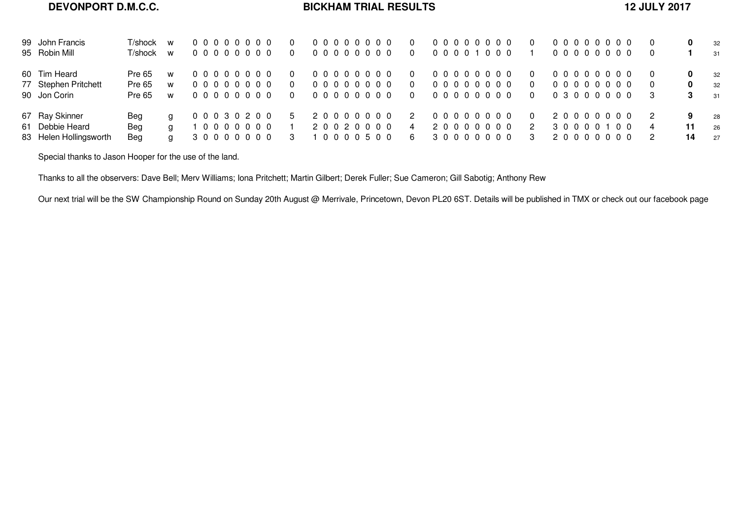DEVONPORT D.M.C.C. — BICKHAM TRIAL RESULTS — 12 JULY 2017

| | | | | | | | | | | | | |
|---|---|---|---|---|---|---|---|---|---|---|---|---|
| 99 | John Francis | T/shock | w | 0 0 0 0 0 0 0 0 0 | 0 | 0 0 0 0 0 0 0 0 0 | 0 | 0 0 0 0 0 0 0 0 0 | 0 | 0 0 0 0 0 0 0 0 0 | 0 | **0** | 32 |
| 95 | Robin Mill | T/shock | w | 0 0 0 0 0 0 0 0 0 | 0 | 0 0 0 0 0 0 0 0 0 | 0 | 0 0 0 0 1 0 0 0 | 1 | 0 0 0 0 0 0 0 0 0 | 0 | **1** | 31 |
| 60 | Tim Heard | Pre 65 | w | 0 0 0 0 0 0 0 0 0 | 0 | 0 0 0 0 0 0 0 0 0 | 0 | 0 0 0 0 0 0 0 0 0 | 0 | 0 0 0 0 0 0 0 0 0 | 0 | **0** | 32 |
| 77 | Stephen Pritchett | Pre 65 | w | 0 0 0 0 0 0 0 0 0 | 0 | 0 0 0 0 0 0 0 0 0 | 0 | 0 0 0 0 0 0 0 0 0 | 0 | 0 0 0 0 0 0 0 0 0 | 0 | **0** | 32 |
| 90 | Jon Corin | Pre 65 | w | 0 0 0 0 0 0 0 0 0 | 0 | 0 0 0 0 0 0 0 0 0 | 0 | 0 0 0 0 0 0 0 0 0 | 0 | 0 3 0 0 0 0 0 0 0 | 3 | **3** | 31 |
| 67 | Ray Skinner | Beg | g | 0 0 0 3 0 2 0 0 | 5 | 2 0 0 0 0 0 0 0 0 | 2 | 0 0 0 0 0 0 0 0 0 | 0 | 2 0 0 0 0 0 0 0 0 | 2 | **9** | 28 |
| 61 | Debbie Heard | Beg | g | 1 0 0 0 0 0 0 0 0 | 1 | 2 0 0 2 0 0 0 0 0 | 4 | 2 0 0 0 0 0 0 0 0 | 2 | 3 0 0 0 0 1 0 0 | 4 | **11** | 26 |
| 83 | Helen Hollingsworth | Beg | g | 3 0 0 0 0 0 0 0 0 | 3 | 1 0 0 0 0 5 0 0 | 6 | 3 0 0 0 0 0 0 0 0 | 3 | 2 0 0 0 0 0 0 0 0 | 2 | **14** | 27 |

Special thanks to Jason Hooper for the use of the land.

Thanks to all the observers: Dave Bell; Merv Williams; Iona Pritchett; Martin Gilbert; Derek Fuller; Sue Cameron; Gill Sabotig; Anthony Rew

Our next trial will be the SW Championship Round on Sunday 20th August @ Merrivale, Princetown, Devon PL20 6ST. Details will be published in TMX or check out our facebook page